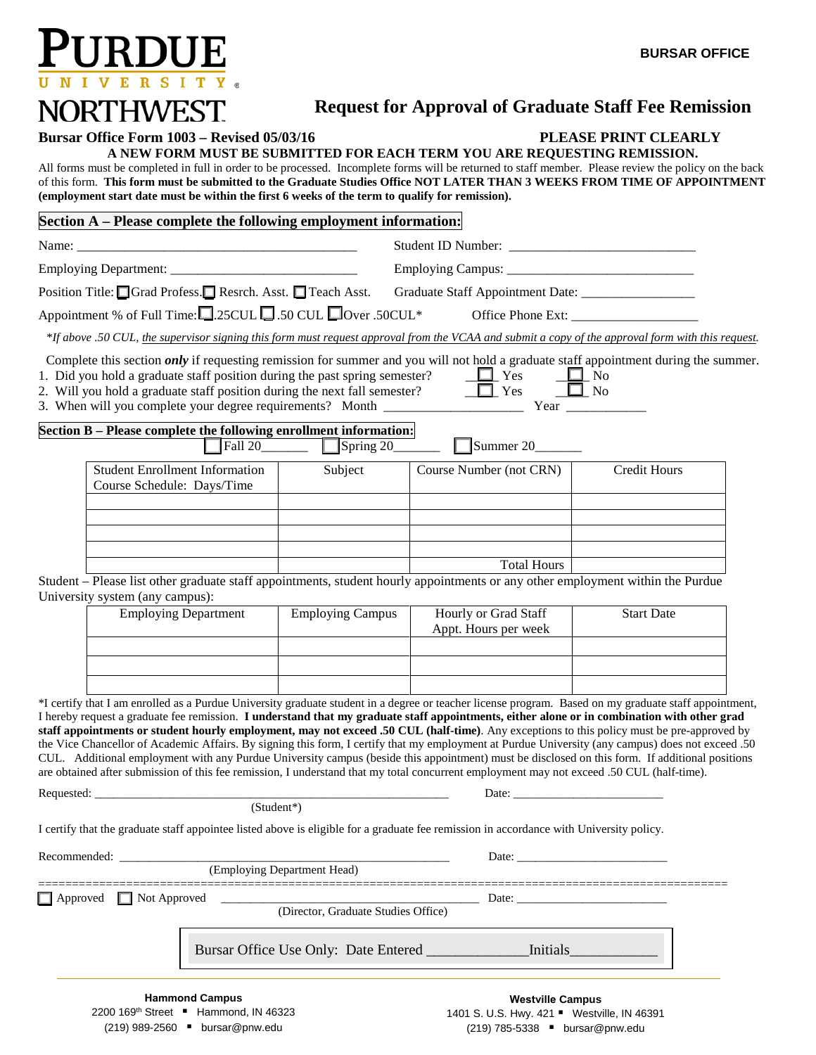PURDUE UNIVERSITY NORTHWEST

**BURSAR OFFICE**

# Request for Approval of Graduate Staff Fee Remission

**Bursar Office Form 1003 – Revised 05/03/16** **PLEASE PRINT CLEARLY**

**A NEW FORM MUST BE SUBMITTED FOR EACH TERM YOU ARE REQUESTING REMISSION.**

All forms must be completed in full in order to be processed. Incomplete forms will be returned to staff member. Please review the policy on the back of this form. **This form must be submitted to the Graduate Studies Office NOT LATER THAN 3 WEEKS FROM TIME OF APPOINTMENT (employment start date must be within the first 6 weeks of the term to qualify for remission).**

## Section A – Please complete the following employment information:

Name: ___________________________________________ Student ID Number: ____________________________

Employing Department: ____________________________ Employing Campus: ____________________________

Position Title: ☐ Grad Profess. ☐ Resrch. Asst. ☐ Teach Asst. Graduate Staff Appointment Date: _________________

Appointment % of Full Time: ☐ .25CUL ☐ .50 CUL ☐ Over .50CUL* Office Phone Ext: ___________________

**If above .50 CUL, the supervisor signing this form must request approval from the VCAA and submit a copy of the approval form with this request.*

Complete this section ***only*** if requesting remission for summer and you will not hold a graduate staff appointment during the summer.

1. Did you hold a graduate staff position during the past spring semester? ☐ Yes ☐ No
2. Will you hold a graduate staff position during the next fall semester? ☐ Yes ☐ No
3. When will you complete your degree requirements? Month ____________________ Year ____________

## Section B – Please complete the following enrollment information:

☐ Fall 20_______ ☐ Spring 20_______ ☐ Summer 20_______

| Student Enrollment Information Course Schedule: Days/Time | Subject | Course Number (not CRN) | Credit Hours |
|---|---|---|---|
| | | | |
| | | | |
| | | | |
| | | | |
| | | Total Hours | |

Student – Please list other graduate staff appointments, student hourly appointments or any other employment within the Purdue University system (any campus):

| Employing Department | Employing Campus | Hourly or Grad Staff Appt. Hours per week | Start Date |
|---|---|---|---|
| | | | |
| | | | |
| | | | |

*I certify that I am enrolled as a Purdue University graduate student in a degree or teacher license program. Based on my graduate staff appointment, I hereby request a graduate fee remission. **I understand that my graduate staff appointments, either alone or in combination with other grad staff appointments or student hourly employment, may not exceed .50 CUL (half-time)**. Any exceptions to this policy must be pre-approved by the Vice Chancellor of Academic Affairs. By signing this form, I certify that my employment at Purdue University (any campus) does not exceed .50 CUL. Additional employment with any Purdue University campus (beside this appointment) must be disclosed on this form. If additional positions are obtained after submission of this fee remission, I understand that my total concurrent employment may not exceed .50 CUL (half-time).

Requested: ____________________________________________ Date: ________________________
(Student*)

I certify that the graduate staff appointee listed above is eligible for a graduate fee remission in accordance with University policy.

Recommended: __________________________________________ Date: ________________________
(Employing Department Head)

===================================================================

☐ Approved ☐ Not Approved ____________________________________ Date: ________________________
(Director, Graduate Studies Office)

Bursar Office Use Only: Date Entered _____________ Initials___________

**Hammond Campus**
2200 169th Street ▪ Hammond, IN 46323
(219) 989-2560 ▪ bursar@pnw.edu

**Westville Campus**
1401 S. U.S. Hwy. 421 ▪ Westville, IN 46391
(219) 785-5338 ▪ bursar@pnw.edu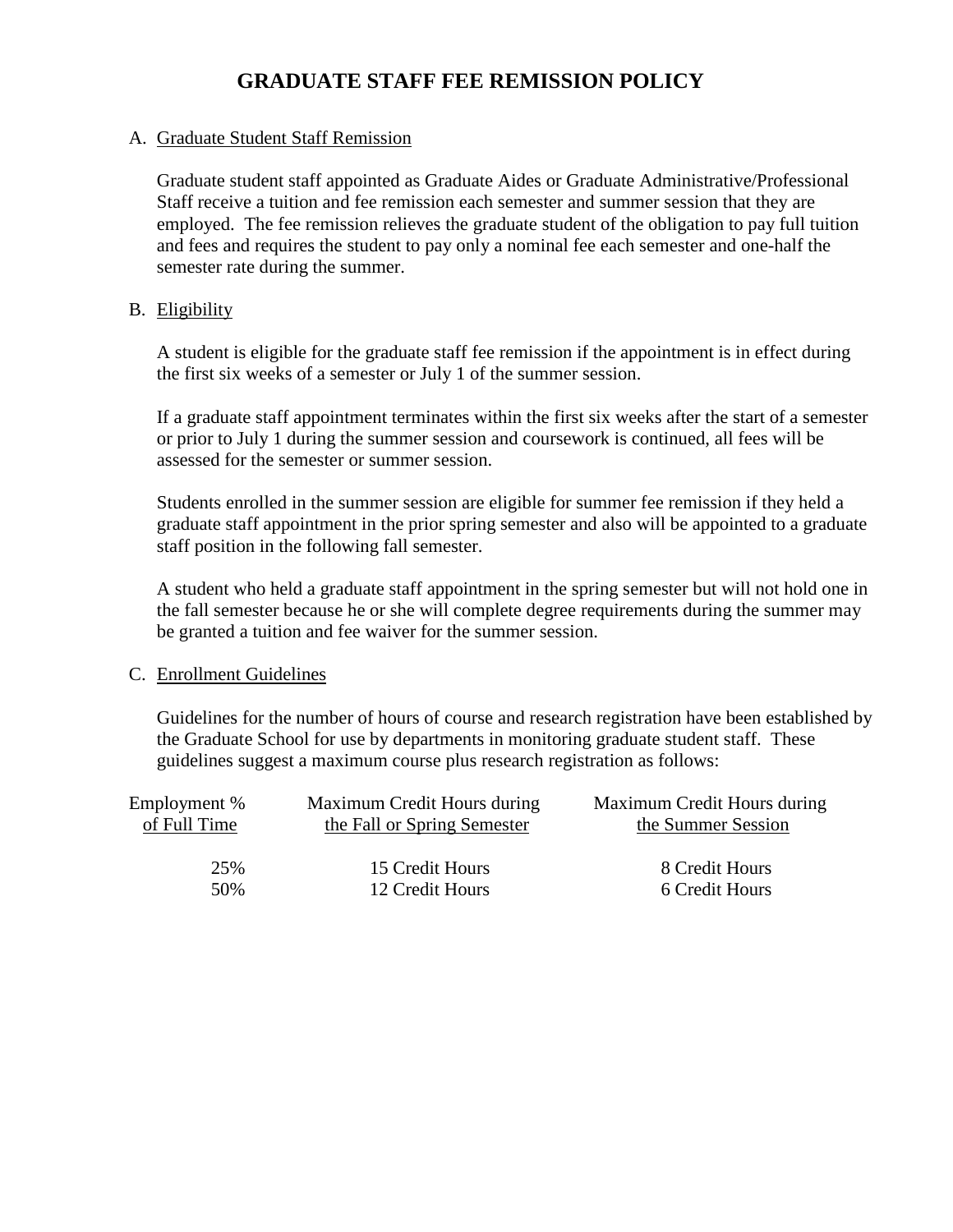# GRADUATE STAFF FEE REMISSION POLICY

A. Graduate Student Staff Remission

Graduate student staff appointed as Graduate Aides or Graduate Administrative/Professional Staff receive a tuition and fee remission each semester and summer session that they are employed. The fee remission relieves the graduate student of the obligation to pay full tuition and fees and requires the student to pay only a nominal fee each semester and one-half the semester rate during the summer.

B. Eligibility

A student is eligible for the graduate staff fee remission if the appointment is in effect during the first six weeks of a semester or July 1 of the summer session.

If a graduate staff appointment terminates within the first six weeks after the start of a semester or prior to July 1 during the summer session and coursework is continued, all fees will be assessed for the semester or summer session.

Students enrolled in the summer session are eligible for summer fee remission if they held a graduate staff appointment in the prior spring semester and also will be appointed to a graduate staff position in the following fall semester.

A student who held a graduate staff appointment in the spring semester but will not hold one in the fall semester because he or she will complete degree requirements during the summer may be granted a tuition and fee waiver for the summer session.

C. Enrollment Guidelines

Guidelines for the number of hours of course and research registration have been established by the Graduate School for use by departments in monitoring graduate student staff. These guidelines suggest a maximum course plus research registration as follows:

| Employment % of Full Time | Maximum Credit Hours during the Fall or Spring Semester | Maximum Credit Hours during the Summer Session |
|---|---|---|
| 25% | 15 Credit Hours | 8 Credit Hours |
| 50% | 12 Credit Hours | 6 Credit Hours |